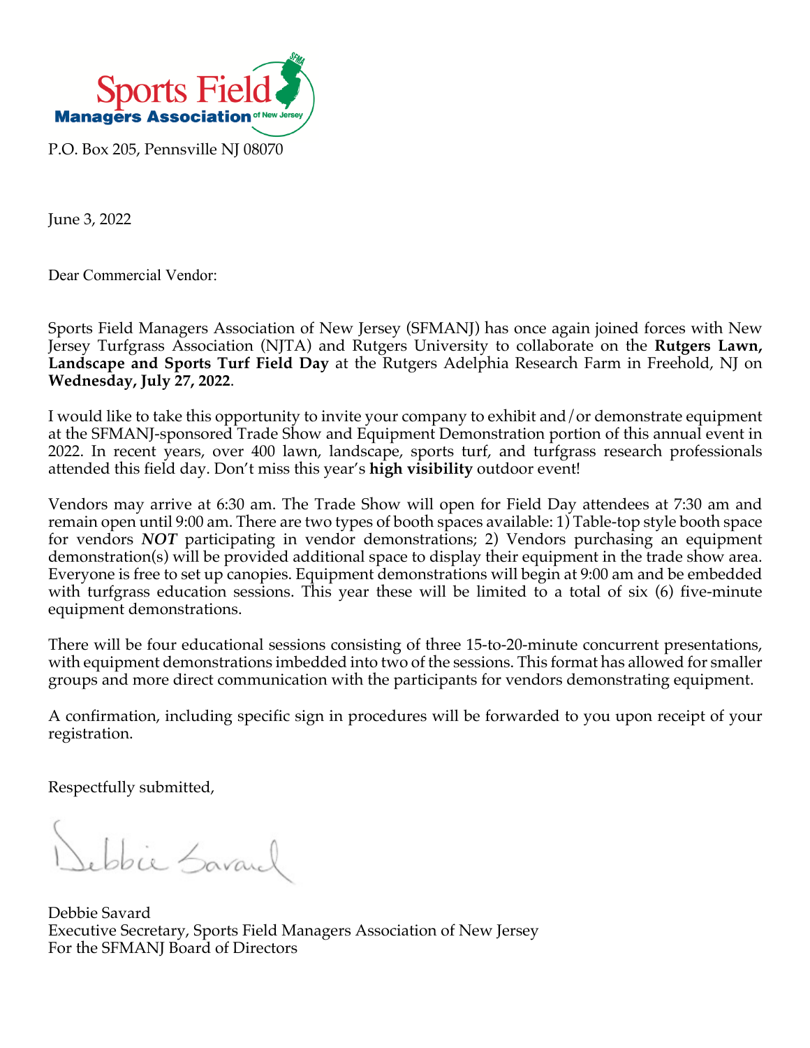Sports Field Managers Association of New Jersey

P.O. Box 205, Pennsville NJ 08070

June 3, 2022

Dear Commercial Vendor:

Sports Field Managers Association of New Jersey (SFMANJ) has once again joined forces with New Jersey Turfgrass Association (NJTA) and Rutgers University to collaborate on the **Rutgers Lawn, Landscape and Sports Turf Field Day** at the Rutgers Adelphia Research Farm in Freehold, NJ on **Wednesday, July 27, 2022**.

I would like to take this opportunity to invite your company to exhibit and/or demonstrate equipment at the SFMANJ-sponsored Trade Show and Equipment Demonstration portion of this annual event in 2022. In recent years, over 400 lawn, landscape, sports turf, and turfgrass research professionals attended this field day. Don't miss this year's **high visibility** outdoor event!

Vendors may arrive at 6:30 am. The Trade Show will open for Field Day attendees at 7:30 am and remain open until 9:00 am. There are two types of booth spaces available: 1) Table-top style booth space for vendors ***NOT*** participating in vendor demonstrations; 2) Vendors purchasing an equipment demonstration(s) will be provided additional space to display their equipment in the trade show area. Everyone is free to set up canopies. Equipment demonstrations will begin at 9:00 am and be embedded with turfgrass education sessions. This year these will be limited to a total of six (6) five-minute equipment demonstrations.

There will be four educational sessions consisting of three 15-to-20-minute concurrent presentations, with equipment demonstrations imbedded into two of the sessions. This format has allowed for smaller groups and more direct communication with the participants for vendors demonstrating equipment.

A confirmation, including specific sign in procedures will be forwarded to you upon receipt of your registration.

Respectfully submitted,

Debbie Savard

Debbie Savard
Executive Secretary, Sports Field Managers Association of New Jersey
For the SFMANJ Board of Directors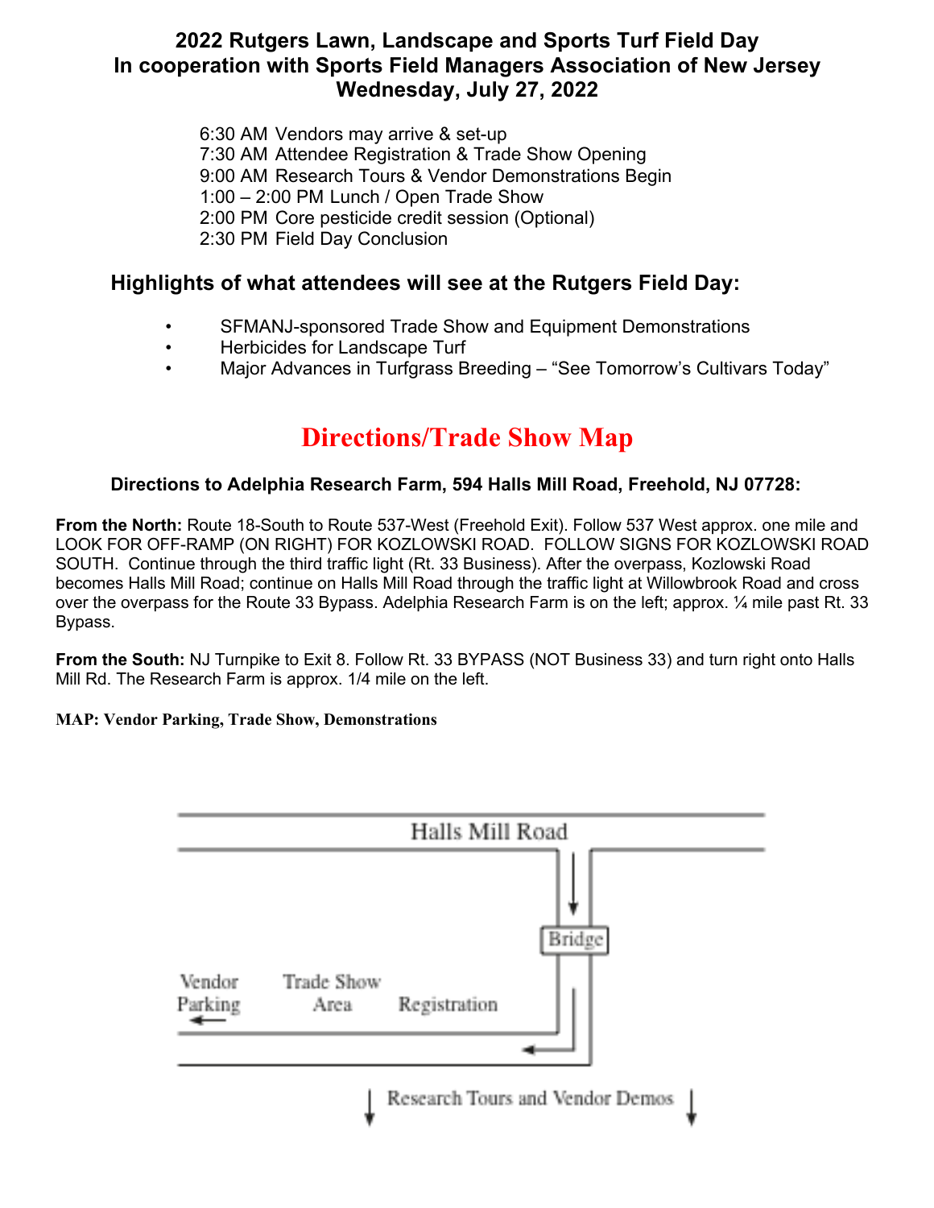# 2022 Rutgers Lawn, Landscape and Sports Turf Field Day
## In cooperation with Sports Field Managers Association of New Jersey
## Wednesday, July 27, 2022

6:30 AM Vendors may arrive & set-up
7:30 AM Attendee Registration & Trade Show Opening
9:00 AM Research Tours & Vendor Demonstrations Begin
1:00 – 2:00 PM Lunch / Open Trade Show
2:00 PM Core pesticide credit session (Optional)
2:30 PM Field Day Conclusion

## Highlights of what attendees will see at the Rutgers Field Day:

- SFMANJ-sponsored Trade Show and Equipment Demonstrations
- Herbicides for Landscape Turf
- Major Advances in Turfgrass Breeding – "See Tomorrow's Cultivars Today"

# Directions/Trade Show Map

### Directions to Adelphia Research Farm, 594 Halls Mill Road, Freehold, NJ 07728:

**From the North:** Route 18-South to Route 537-West (Freehold Exit). Follow 537 West approx. one mile and LOOK FOR OFF-RAMP (ON RIGHT) FOR KOZLOWSKI ROAD. FOLLOW SIGNS FOR KOZLOWSKI ROAD SOUTH. Continue through the third traffic light (Rt. 33 Business). After the overpass, Kozlowski Road becomes Halls Mill Road; continue on Halls Mill Road through the traffic light at Willowbrook Road and cross over the overpass for the Route 33 Bypass. Adelphia Research Farm is on the left; approx. ¼ mile past Rt. 33 Bypass.

**From the South:** NJ Turnpike to Exit 8. Follow Rt. 33 BYPASS (NOT Business 33) and turn right onto Halls Mill Rd. The Research Farm is approx. 1/4 mile on the left.

**MAP: Vendor Parking, Trade Show, Demonstrations**

Halls Mill Road

Bridge

Vendor Parking

Trade Show Area

Registration

Research Tours and Vendor Demos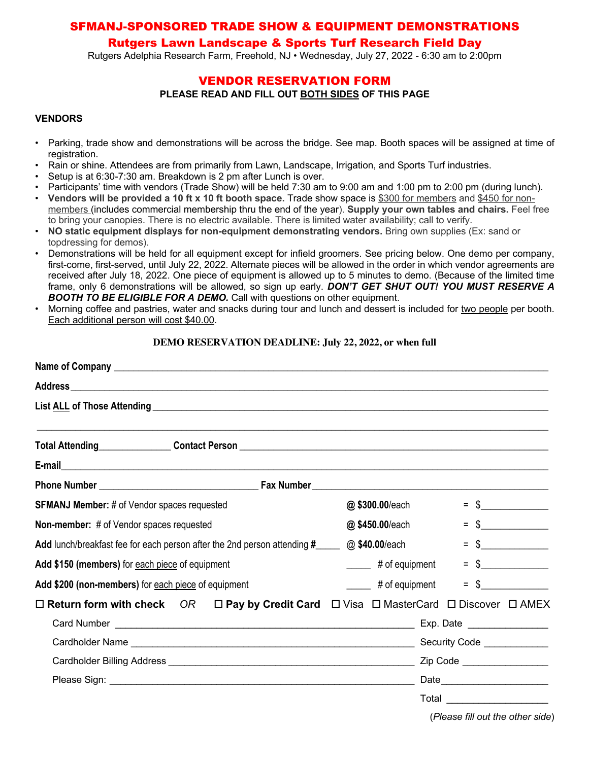# SFMANJ-SPONSORED TRADE SHOW & EQUIPMENT DEMONSTRATIONS

## Rutgers Lawn Landscape & Sports Turf Research Field Day

Rutgers Adelphia Research Farm, Freehold, NJ • Wednesday, July 27, 2022 - 6:30 am to 2:00pm

## VENDOR RESERVATION FORM

**PLEASE READ AND FILL OUT BOTH SIDES OF THIS PAGE**

### VENDORS

- Parking, trade show and demonstrations will be across the bridge. See map. Booth spaces will be assigned at time of registration.
- Rain or shine. Attendees are from primarily from Lawn, Landscape, Irrigation, and Sports Turf industries.
- Setup is at 6:30-7:30 am. Breakdown is 2 pm after Lunch is over.
- Participants' time with vendors (Trade Show) will be held 7:30 am to 9:00 am and 1:00 pm to 2:00 pm (during lunch).
- **Vendors will be provided a 10 ft x 10 ft booth space.** Trade show space is $300 for members and $450 for non-members (includes commercial membership thru the end of the year). **Supply your own tables and chairs.** Feel free to bring your canopies. There is no electric available. There is limited water availability; call to verify.
- **NO static equipment displays for non-equipment demonstrating vendors.** Bring own supplies (Ex: sand or topdressing for demos).
- Demonstrations will be held for all equipment except for infield groomers. See pricing below. One demo per company, first-come, first-served, until July 22, 2022. Alternate pieces will be allowed in the order in which vendor agreements are received after July 18, 2022. One piece of equipment is allowed up to 5 minutes to demo. (Because of the limited time frame, only 6 demonstrations will be allowed, so sign up early. ***DON'T GET SHUT OUT! YOU MUST RESERVE A BOOTH TO BE ELIGIBLE FOR A DEMO.*** Call with questions on other equipment.
- Morning coffee and pastries, water and snacks during tour and lunch and dessert is included for two people per booth. Each additional person will cost $40.00.

**DEMO RESERVATION DEADLINE: July 22, 2022, or when full**

**Name of Company** ____________________________________________

**Address** ____________________________________________

**List ALL of Those Attending** ____________________________________________

____________________________________________

**Total Attending** ______________ **Contact Person** ____________________________________________

**E-mail** ____________________________________________

**Phone Number** ______________________ **Fax Number** ______________________

| | | |
|---|---|---|
| **SFMANJ Member:** # of Vendor spaces requested | **@ $300.00**/each | = $____________ |
| **Non-member:** # of Vendor spaces requested | **@ $450.00**/each | = $____________ |
| **Add** lunch/breakfast fee for each person after the 2nd person attending **#**_____ | @ **$40.00**/each | = $____________ |
| **Add $150 (members)** for each piece of equipment | _____ # of equipment | = $____________ |
| **Add $200 (non-members)** for each piece of equipment | _____ # of equipment | = $____________ |

☐ **Return form with check** *OR* ☐ **Pay by Credit Card** ☐ Visa ☐ MasterCard ☐ Discover ☐ AMEX

Card Number ______________________________ Exp. Date ______________

Cardholder Name ______________________________ Security Code ____________

Cardholder Billing Address ______________________________ Zip Code ______________

Please Sign: ______________________________ Date ______________

Total ______________

(*Please fill out the other side*)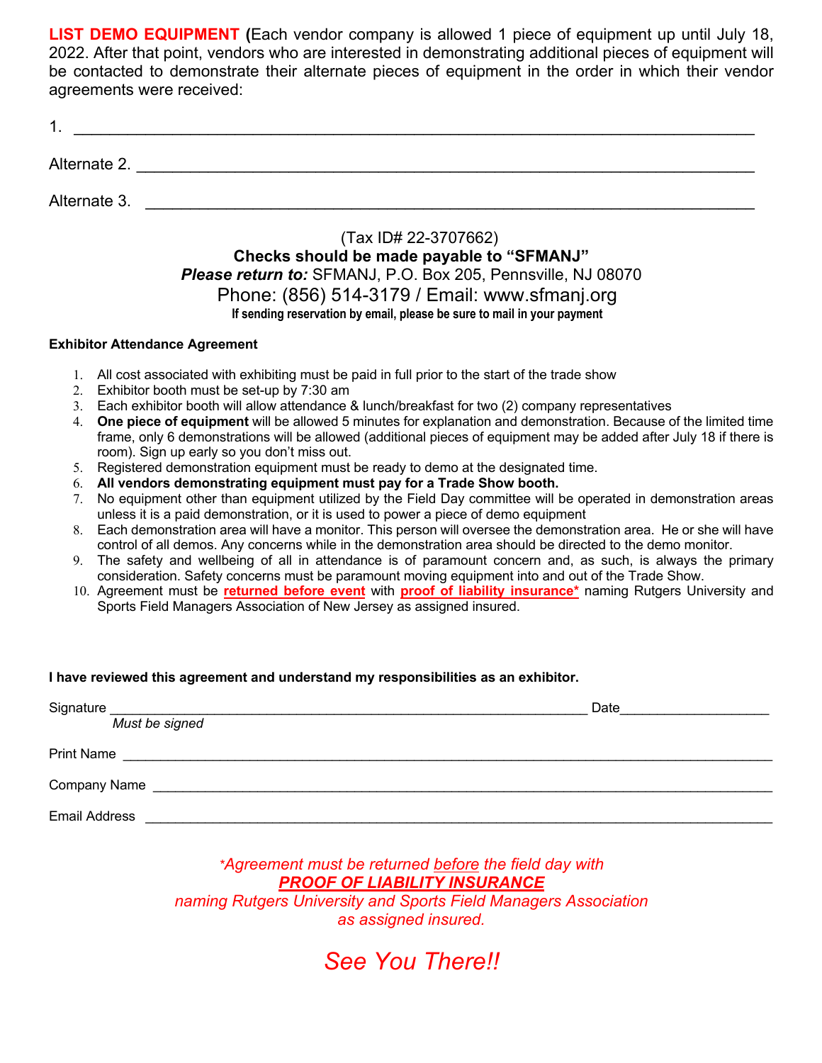**LIST DEMO EQUIPMENT** (Each vendor company is allowed 1 piece of equipment up until July 18, 2022. After that point, vendors who are interested in demonstrating additional pieces of equipment will be contacted to demonstrate their alternate pieces of equipment in the order in which their vendor agreements were received:

1. ______________________________________________________________________

Alternate 2. ______________________________________________________________

Alternate 3. ______________________________________________________________

(Tax ID# 22-3707662)

**Checks should be made payable to "SFMANJ"**

***Please return to:*** SFMANJ, P.O. Box 205, Pennsville, NJ 08070

Phone: (856) 514-3179 / Email: www.sfmanj.org

**If sending reservation by email, please be sure to mail in your payment**

**Exhibitor Attendance Agreement**

1. All cost associated with exhibiting must be paid in full prior to the start of the trade show
2. Exhibitor booth must be set-up by 7:30 am
3. Each exhibitor booth will allow attendance & lunch/breakfast for two (2) company representatives
4. **One piece of equipment** will be allowed 5 minutes for explanation and demonstration. Because of the limited time frame, only 6 demonstrations will be allowed (additional pieces of equipment may be added after July 18 if there is room). Sign up early so you don't miss out.
5. Registered demonstration equipment must be ready to demo at the designated time.
6. **All vendors demonstrating equipment must pay for a Trade Show booth.**
7. No equipment other than equipment utilized by the Field Day committee will be operated in demonstration areas unless it is a paid demonstration, or it is used to power a piece of demo equipment
8. Each demonstration area will have a monitor. This person will oversee the demonstration area. He or she will have control of all demos. Any concerns while in the demonstration area should be directed to the demo monitor.
9. The safety and wellbeing of all in attendance is of paramount concern and, as such, is always the primary consideration. Safety concerns must be paramount moving equipment into and out of the Trade Show.
10. Agreement must be **returned before event** with **proof of liability insurance*** naming Rutgers University and Sports Field Managers Association of New Jersey as assigned insured.

**I have reviewed this agreement and understand my responsibilities as an exhibitor.**

Signature ____________________________________________ Date ______________

*Must be signed*

Print Name ____________________________________________________________

Company Name _________________________________________________________

Email Address __________________________________________________________

*\*Agreement must be returned before the field day with*

***PROOF OF LIABILITY INSURANCE***

*naming Rutgers University and Sports Field Managers Association as assigned insured.*

*See You There!!*